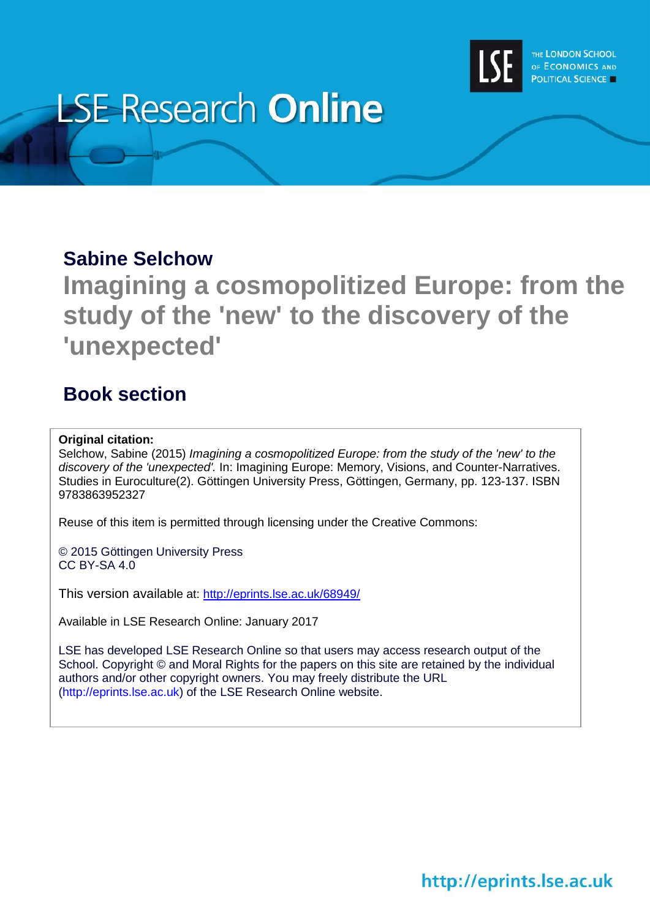LSE Research **Online**

THE LONDON SCHOOL OF ECONOMICS AND POLITICAL SCIENCE

## Sabine Selchow

# Imagining a cosmopolitized Europe: from the study of the 'new' to the discovery of the 'unexpected'

## Book section

**Original citation:**
Selchow, Sabine (2015) *Imagining a cosmopolitized Europe: from the study of the 'new' to the discovery of the 'unexpected'.* In: Imagining Europe: Memory, Visions, and Counter-Narratives. Studies in Euroculture(2). Göttingen University Press, Göttingen, Germany, pp. 123-137. ISBN 9783863952327

Reuse of this item is permitted through licensing under the Creative Commons:

© 2015 Göttingen University Press
CC BY-SA 4.0

This version available at: http://eprints.lse.ac.uk/68949/

Available in LSE Research Online: January 2017

LSE has developed LSE Research Online so that users may access research output of the School. Copyright © and Moral Rights for the papers on this site are retained by the individual authors and/or other copyright owners. You may freely distribute the URL (http://eprints.lse.ac.uk) of the LSE Research Online website.

http://eprints.lse.ac.uk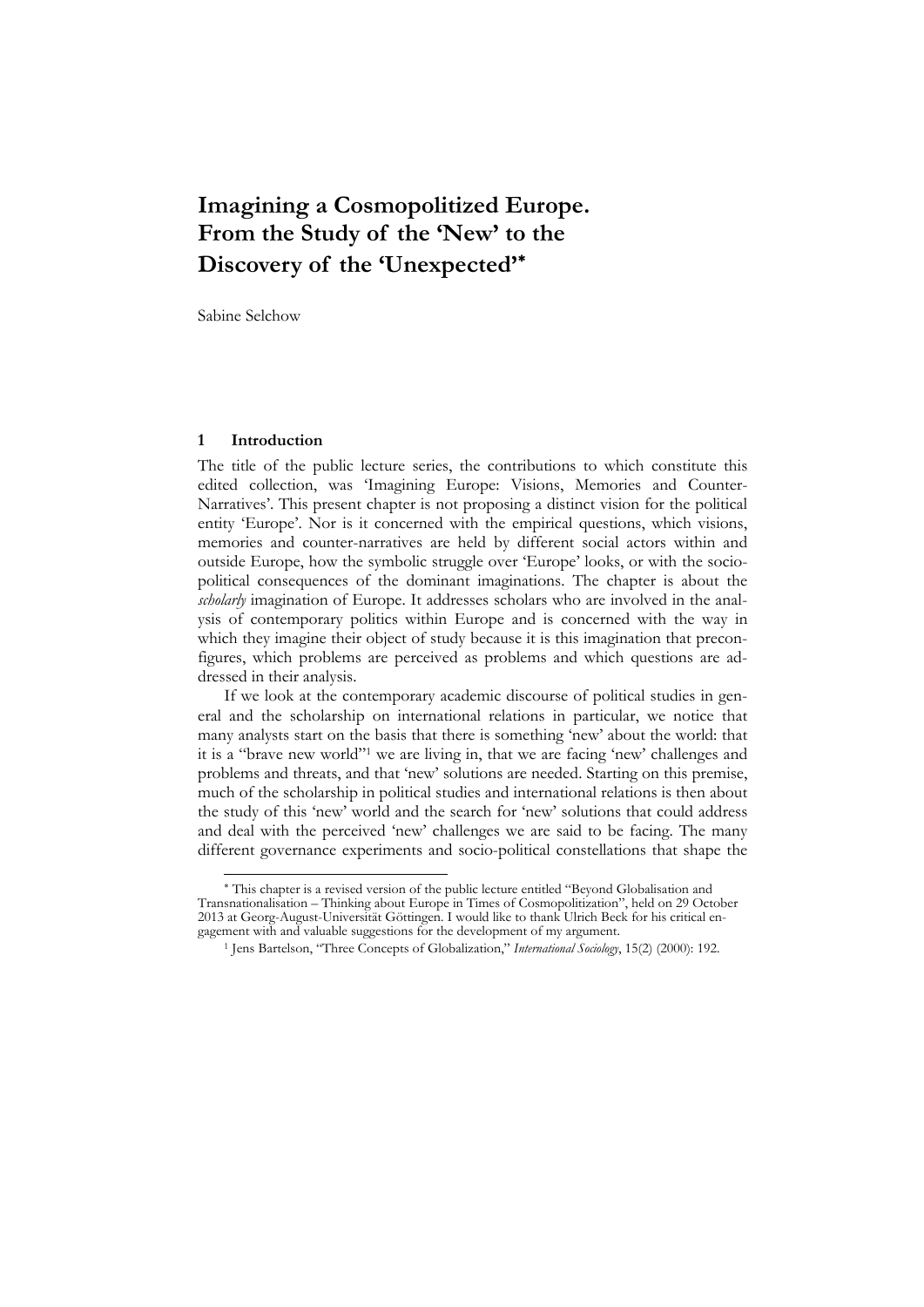# Imagining a Cosmopolitized Europe. From the Study of the 'New' to the Discovery of the 'Unexpected'*

Sabine Selchow

## 1 Introduction

The title of the public lecture series, the contributions to which constitute this edited collection, was 'Imagining Europe: Visions, Memories and Counter-Narratives'. This present chapter is not proposing a distinct vision for the political entity 'Europe'. Nor is it concerned with the empirical questions, which visions, memories and counter-narratives are held by different social actors within and outside Europe, how the symbolic struggle over 'Europe' looks, or with the socio-political consequences of the dominant imaginations. The chapter is about the *scholarly* imagination of Europe. It addresses scholars who are involved in the analysis of contemporary politics within Europe and is concerned with the way in which they imagine their object of study because it is this imagination that preconfigures, which problems are perceived as problems and which questions are addressed in their analysis.

If we look at the contemporary academic discourse of political studies in general and the scholarship on international relations in particular, we notice that many analysts start on the basis that there is something 'new' about the world: that it is a "brave new world"[1] we are living in, that we are facing 'new' challenges and problems and threats, and that 'new' solutions are needed. Starting on this premise, much of the scholarship in political studies and international relations is then about the study of this 'new' world and the search for 'new' solutions that could address and deal with the perceived 'new' challenges we are said to be facing. The many different governance experiments and socio-political constellations that shape the

---

* This chapter is a revised version of the public lecture entitled "Beyond Globalisation and Transnationalisation – Thinking about Europe in Times of Cosmopolitization", held on 29 October 2013 at Georg-August-Universität Göttingen. I would like to thank Ulrich Beck for his critical engagement with and valuable suggestions for the development of my argument.

[1] Jens Bartelson, "Three Concepts of Globalization," *International Sociology*, 15(2) (2000): 192.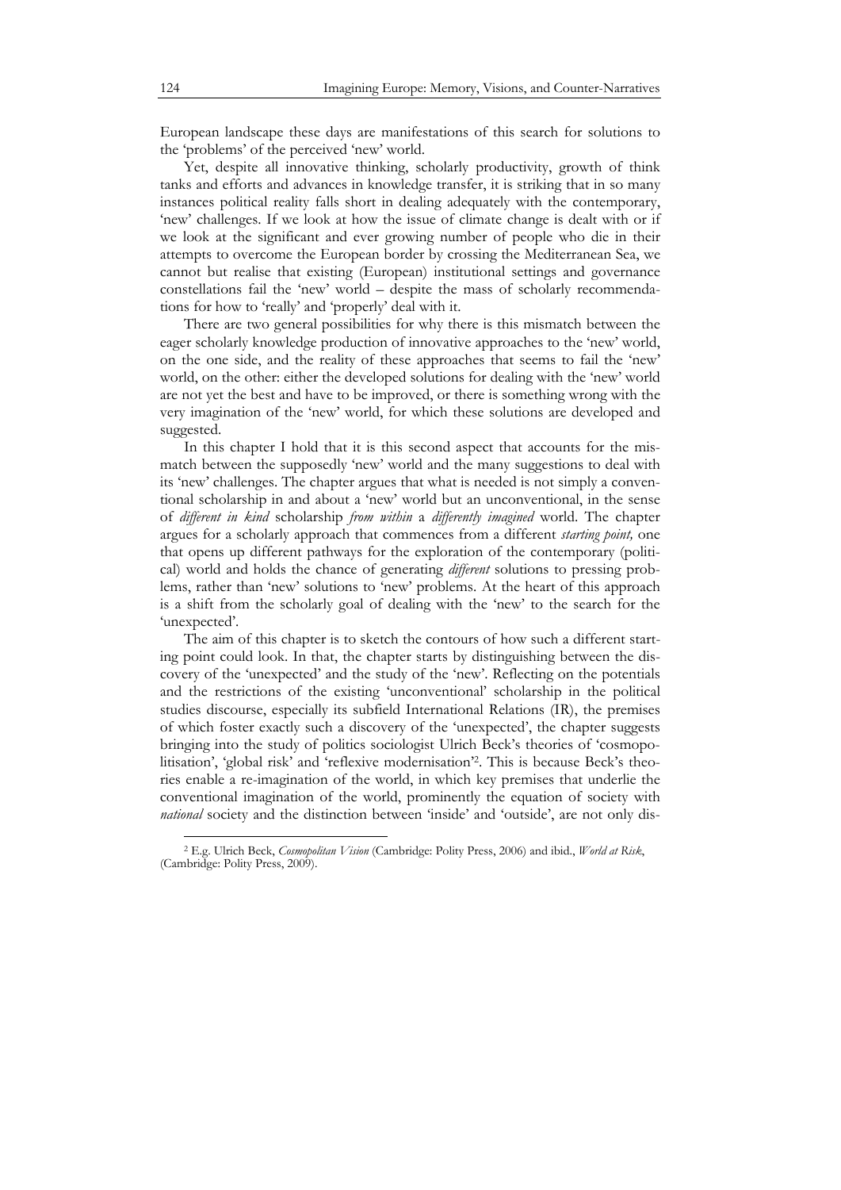European landscape these days are manifestations of this search for solutions to the 'problems' of the perceived 'new' world.

Yet, despite all innovative thinking, scholarly productivity, growth of think tanks and efforts and advances in knowledge transfer, it is striking that in so many instances political reality falls short in dealing adequately with the contemporary, 'new' challenges. If we look at how the issue of climate change is dealt with or if we look at the significant and ever growing number of people who die in their attempts to overcome the European border by crossing the Mediterranean Sea, we cannot but realise that existing (European) institutional settings and governance constellations fail the 'new' world – despite the mass of scholarly recommendations for how to 'really' and 'properly' deal with it.

There are two general possibilities for why there is this mismatch between the eager scholarly knowledge production of innovative approaches to the 'new' world, on the one side, and the reality of these approaches that seems to fail the 'new' world, on the other: either the developed solutions for dealing with the 'new' world are not yet the best and have to be improved, or there is something wrong with the very imagination of the 'new' world, for which these solutions are developed and suggested.

In this chapter I hold that it is this second aspect that accounts for the mismatch between the supposedly 'new' world and the many suggestions to deal with its 'new' challenges. The chapter argues that what is needed is not simply a conventional scholarship in and about a 'new' world but an unconventional, in the sense of *different in kind* scholarship *from within* a *differently imagined* world. The chapter argues for a scholarly approach that commences from a different *starting point,* one that opens up different pathways for the exploration of the contemporary (political) world and holds the chance of generating *different* solutions to pressing problems, rather than 'new' solutions to 'new' problems. At the heart of this approach is a shift from the scholarly goal of dealing with the 'new' to the search for the 'unexpected'.

The aim of this chapter is to sketch the contours of how such a different starting point could look. In that, the chapter starts by distinguishing between the discovery of the 'unexpected' and the study of the 'new'. Reflecting on the potentials and the restrictions of the existing 'unconventional' scholarship in the political studies discourse, especially its subfield International Relations (IR), the premises of which foster exactly such a discovery of the 'unexpected', the chapter suggests bringing into the study of politics sociologist Ulrich Beck's theories of 'cosmopolitisation', 'global risk' and 'reflexive modernisation'[2]. This is because Beck's theories enable a re-imagination of the world, in which key premises that underlie the conventional imagination of the world, prominently the equation of society with *national* society and the distinction between 'inside' and 'outside', are not only dis-

[2] E.g. Ulrich Beck, *Cosmopolitan Vision* (Cambridge: Polity Press, 2006) and ibid., *World at Risk*, (Cambridge: Polity Press, 2009).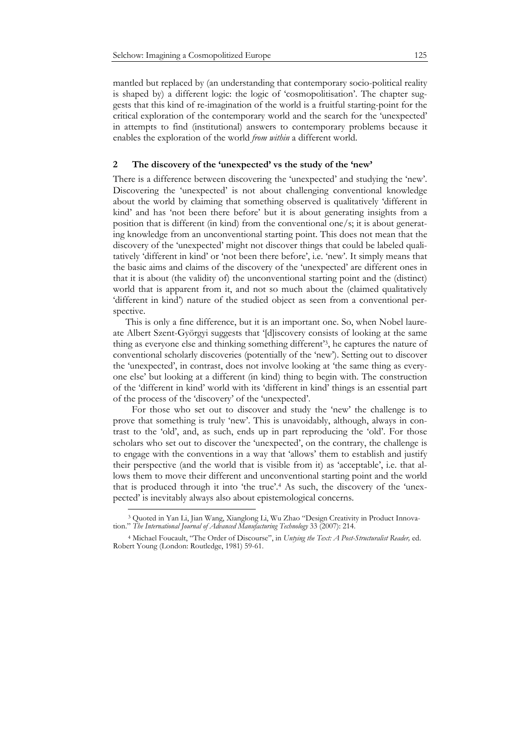mantled but replaced by (an understanding that contemporary socio-political reality is shaped by) a different logic: the logic of 'cosmopolitisation'. The chapter suggests that this kind of re-imagination of the world is a fruitful starting-point for the critical exploration of the contemporary world and the search for the 'unexpected' in attempts to find (institutional) answers to contemporary problems because it enables the exploration of the world *from within* a different world.

## 2 The discovery of the 'unexpected' vs the study of the 'new'

There is a difference between discovering the 'unexpected' and studying the 'new'. Discovering the 'unexpected' is not about challenging conventional knowledge about the world by claiming that something observed is qualitatively 'different in kind' and has 'not been there before' but it is about generating insights from a position that is different (in kind) from the conventional one/s; it is about generating knowledge from an unconventional starting point. This does not mean that the discovery of the 'unexpected' might not discover things that could be labeled qualitatively 'different in kind' or 'not been there before', i.e. 'new'. It simply means that the basic aims and claims of the discovery of the 'unexpected' are different ones in that it is about (the validity of) the unconventional starting point and the (distinct) world that is apparent from it, and not so much about the (claimed qualitatively 'different in kind') nature of the studied object as seen from a conventional perspective.

This is only a fine difference, but it is an important one. So, when Nobel laureate Albert Szent-Györgyi suggests that '[d]iscovery consists of looking at the same thing as everyone else and thinking something different'[3], he captures the nature of conventional scholarly discoveries (potentially of the 'new'). Setting out to discover the 'unexpected', in contrast, does not involve looking at 'the same thing as everyone else' but looking at a different (in kind) thing to begin with. The construction of the 'different in kind' world with its 'different in kind' things is an essential part of the process of the 'discovery' of the 'unexpected'.

For those who set out to discover and study the 'new' the challenge is to prove that something is truly 'new'. This is unavoidably, although, always in contrast to the 'old', and, as such, ends up in part reproducing the 'old'. For those scholars who set out to discover the 'unexpected', on the contrary, the challenge is to engage with the conventions in a way that 'allows' them to establish and justify their perspective (and the world that is visible from it) as 'acceptable', i.e. that allows them to move their different and unconventional starting point and the world that is produced through it into 'the true'.[4] As such, the discovery of the 'unexpected' is inevitably always also about epistemological concerns.

---

[3] Quoted in Yan Li, Jian Wang, Xianglong Li, Wu Zhao "Design Creativity in Product Innovation." *The International Journal of Advanced Manufacturing Technology* 33 (2007): 214.

[4] Michael Foucault, "The Order of Discourse", in *Untying the Text: A Post-Structuralist Reader,* ed. Robert Young (London: Routledge, 1981) 59-61.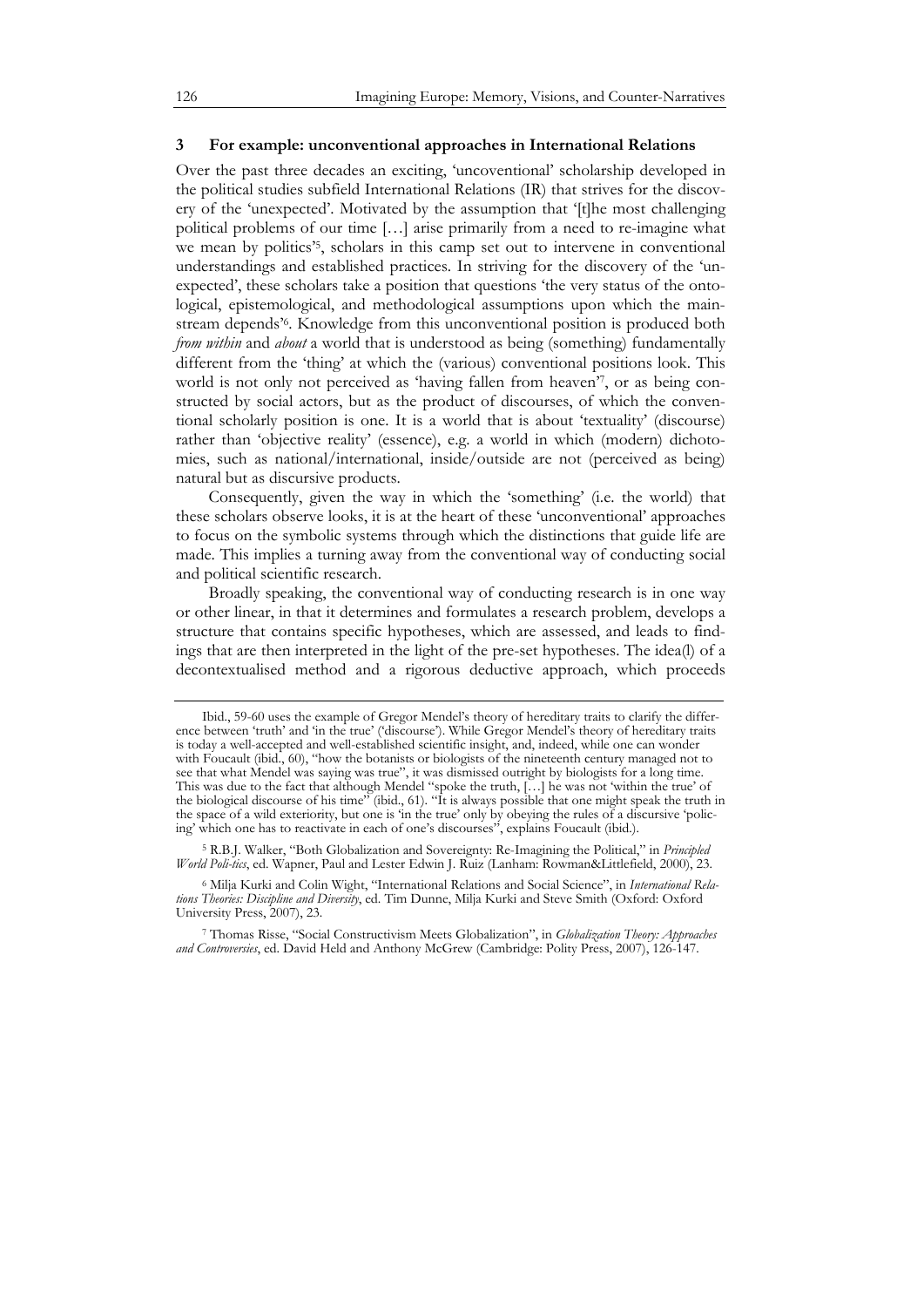## 3 For example: unconventional approaches in International Relations

Over the past three decades an exciting, 'uncoventional' scholarship developed in the political studies subfield International Relations (IR) that strives for the discovery of the 'unexpected'. Motivated by the assumption that '[t]he most challenging political problems of our time […] arise primarily from a need to re-imagine what we mean by politics'[5], scholars in this camp set out to intervene in conventional understandings and established practices. In striving for the discovery of the 'unexpected', these scholars take a position that questions 'the very status of the ontological, epistemological, and methodological assumptions upon which the mainstream depends'[6]. Knowledge from this unconventional position is produced both *from within* and *about* a world that is understood as being (something) fundamentally different from the 'thing' at which the (various) conventional positions look. This world is not only not perceived as 'having fallen from heaven'[7], or as being constructed by social actors, but as the product of discourses, of which the conventional scholarly position is one. It is a world that is about 'textuality' (discourse) rather than 'objective reality' (essence), e.g. a world in which (modern) dichotomies, such as national/international, inside/outside are not (perceived as being) natural but as discursive products.

Consequently, given the way in which the 'something' (i.e. the world) that these scholars observe looks, it is at the heart of these 'unconventional' approaches to focus on the symbolic systems through which the distinctions that guide life are made. This implies a turning away from the conventional way of conducting social and political scientific research.

Broadly speaking, the conventional way of conducting research is in one way or other linear, in that it determines and formulates a research problem, develops a structure that contains specific hypotheses, which are assessed, and leads to findings that are then interpreted in the light of the pre-set hypotheses. The idea(l) of a decontextualised method and a rigorous deductive approach, which proceeds

---

Ibid., 59-60 uses the example of Gregor Mendel's theory of hereditary traits to clarify the difference between 'truth' and 'in the true' ('discourse'). While Gregor Mendel's theory of hereditary traits is today a well-accepted and well-established scientific insight, and, indeed, while one can wonder with Foucault (ibid., 60), "how the botanists or biologists of the nineteenth century managed not to see that what Mendel was saying was true", it was dismissed outright by biologists for a long time. This was due to the fact that although Mendel "spoke the truth, […] he was not 'within the true' of the biological discourse of his time" (ibid., 61). "It is always possible that one might speak the truth in the space of a wild exteriority, but one is 'in the true' only by obeying the rules of a discursive 'policing' which one has to reactivate in each of one's discourses", explains Foucault (ibid.).

[5] R.B.J. Walker, "Both Globalization and Sovereignty: Re-Imagining the Political," in *Principled World Poli-tics*, ed. Wapner, Paul and Lester Edwin J. Ruiz (Lanham: Rowman&Littlefield, 2000), 23.

[6] Milja Kurki and Colin Wight, "International Relations and Social Science", in *International Relations Theories: Discipline and Diversity*, ed. Tim Dunne, Milja Kurki and Steve Smith (Oxford: Oxford University Press, 2007), 23.

[7] Thomas Risse, "Social Constructivism Meets Globalization", in *Globalization Theory: Approaches and Controversies*, ed. David Held and Anthony McGrew (Cambridge: Polity Press, 2007), 126-147.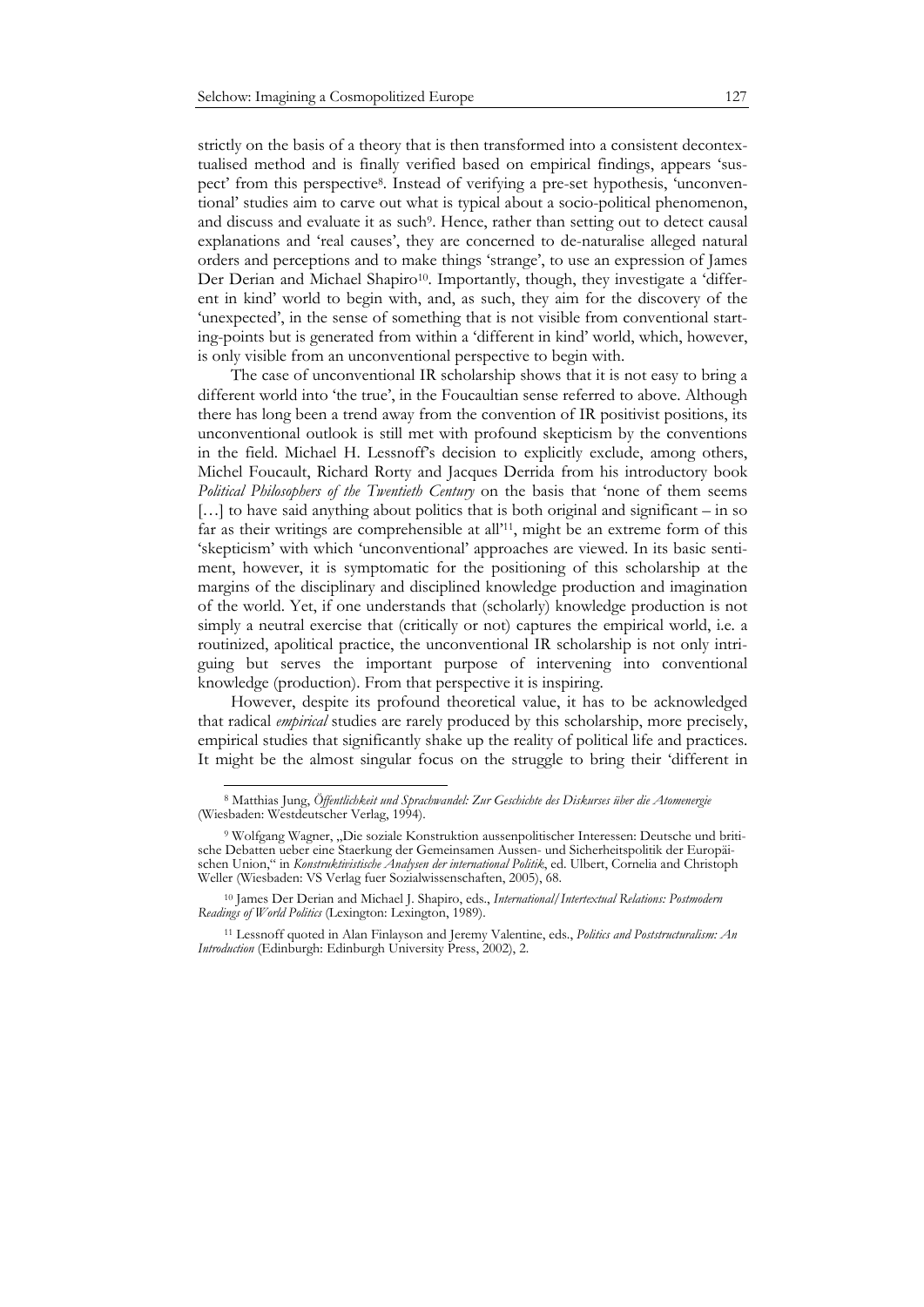strictly on the basis of a theory that is then transformed into a consistent decontextualised method and is finally verified based on empirical findings, appears 'suspect' from this perspective[8]. Instead of verifying a pre-set hypothesis, 'unconventional' studies aim to carve out what is typical about a socio-political phenomenon, and discuss and evaluate it as such[9]. Hence, rather than setting out to detect causal explanations and 'real causes', they are concerned to de-naturalise alleged natural orders and perceptions and to make things 'strange', to use an expression of James Der Derian and Michael Shapiro[10]. Importantly, though, they investigate a 'different in kind' world to begin with, and, as such, they aim for the discovery of the 'unexpected', in the sense of something that is not visible from conventional starting-points but is generated from within a 'different in kind' world, which, however, is only visible from an unconventional perspective to begin with.

The case of unconventional IR scholarship shows that it is not easy to bring a different world into 'the true', in the Foucaultian sense referred to above. Although there has long been a trend away from the convention of IR positivist positions, its unconventional outlook is still met with profound skepticism by the conventions in the field. Michael H. Lessnoff's decision to explicitly exclude, among others, Michel Foucault, Richard Rorty and Jacques Derrida from his introductory book *Political Philosophers of the Twentieth Century* on the basis that 'none of them seems […] to have said anything about politics that is both original and significant – in so far as their writings are comprehensible at all'[11], might be an extreme form of this 'skepticism' with which 'unconventional' approaches are viewed. In its basic sentiment, however, it is symptomatic for the positioning of this scholarship at the margins of the disciplinary and disciplined knowledge production and imagination of the world. Yet, if one understands that (scholarly) knowledge production is not simply a neutral exercise that (critically or not) captures the empirical world, i.e. a routinized, apolitical practice, the unconventional IR scholarship is not only intriguing but serves the important purpose of intervening into conventional knowledge (production). From that perspective it is inspiring.

However, despite its profound theoretical value, it has to be acknowledged that radical *empirical* studies are rarely produced by this scholarship, more precisely, empirical studies that significantly shake up the reality of political life and practices. It might be the almost singular focus on the struggle to bring their 'different in

---

[8] Matthias Jung, *Öffentlichkeit und Sprachwandel: Zur Geschichte des Diskurses über die Atomenergie* (Wiesbaden: Westdeutscher Verlag, 1994).

[9] Wolfgang Wagner, „Die soziale Konstruktion aussenpolitischer Interessen: Deutsche und britische Debatten ueber eine Staerkung der Gemeinsamen Aussen- und Sicherheitspolitik der Europäischen Union," in *Konstruktivistische Analysen der international Politik*, ed. Ulbert, Cornelia and Christoph Weller (Wiesbaden: VS Verlag fuer Sozialwissenschaften, 2005), 68.

[10] James Der Derian and Michael J. Shapiro, eds., *International/Intertextual Relations: Postmodern Readings of World Politics* (Lexington: Lexington, 1989).

[11] Lessnoff quoted in Alan Finlayson and Jeremy Valentine, eds., *Politics and Poststructuralism: An Introduction* (Edinburgh: Edinburgh University Press, 2002), 2.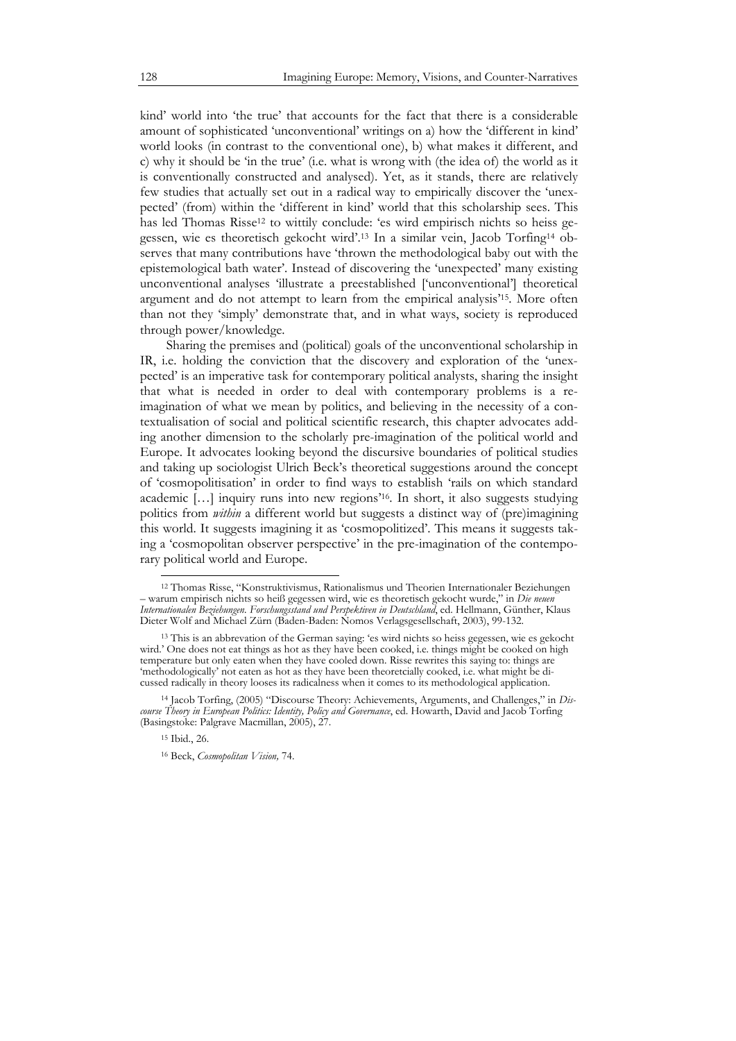kind' world into 'the true' that accounts for the fact that there is a considerable amount of sophisticated 'unconventional' writings on a) how the 'different in kind' world looks (in contrast to the conventional one), b) what makes it different, and c) why it should be 'in the true' (i.e. what is wrong with (the idea of) the world as it is conventionally constructed and analysed). Yet, as it stands, there are relatively few studies that actually set out in a radical way to empirically discover the 'unexpected' (from) within the 'different in kind' world that this scholarship sees. This has led Thomas Risse[12] to wittily conclude: 'es wird empirisch nichts so heiss gegessen, wie es theoretisch gekocht wird'.[13] In a similar vein, Jacob Torfing[14] observes that many contributions have 'thrown the methodological baby out with the epistemological bath water'. Instead of discovering the 'unexpected' many existing unconventional analyses 'illustrate a preestablished ['unconventional'] theoretical argument and do not attempt to learn from the empirical analysis'[15]. More often than not they 'simply' demonstrate that, and in what ways, society is reproduced through power/knowledge.

Sharing the premises and (political) goals of the unconventional scholarship in IR, i.e. holding the conviction that the discovery and exploration of the 'unexpected' is an imperative task for contemporary political analysts, sharing the insight that what is needed in order to deal with contemporary problems is a re-imagination of what we mean by politics, and believing in the necessity of a contextualisation of social and political scientific research, this chapter advocates adding another dimension to the scholarly pre-imagination of the political world and Europe. It advocates looking beyond the discursive boundaries of political studies and taking up sociologist Ulrich Beck's theoretical suggestions around the concept of 'cosmopolitisation' in order to find ways to establish 'rails on which standard academic […] inquiry runs into new regions'[16]. In short, it also suggests studying politics from *within* a different world but suggests a distinct way of (pre)imagining this world. It suggests imagining it as 'cosmopolitized'. This means it suggests taking a 'cosmopolitan observer perspective' in the pre-imagination of the contemporary political world and Europe.

---

[12] Thomas Risse, "Konstruktivismus, Rationalismus und Theorien Internationaler Beziehungen – warum empirisch nichts so heiß gegessen wird, wie es theoretisch gekocht wurde," in *Die neuen Internationalen Beziehungen. Forschungsstand und Perspektiven in Deutschland*, ed. Hellmann, Günther, Klaus Dieter Wolf and Michael Zürn (Baden-Baden: Nomos Verlagsgesellschaft, 2003), 99-132.

[13] This is an abbrevation of the German saying: 'es wird nichts so heiss gegessen, wie es gekocht wird.' One does not eat things as hot as they have been cooked, i.e. things might be cooked on high temperature but only eaten when they have cooled down. Risse rewrites this saying to: things are 'methodologically' not eaten as hot as they have been theoretcially cooked, i.e. what might be dicussed radically in theory looses its radicalness when it comes to its methodological application.

[14] Jacob Torfing, (2005) "Discourse Theory: Achievements, Arguments, and Challenges," in *Discourse Theory in European Politics: Identity, Policy and Governance*, ed. Howarth, David and Jacob Torfing (Basingstoke: Palgrave Macmillan, 2005), 27.

[15] Ibid., 26.

[16] Beck, *Cosmopolitan Vision,* 74.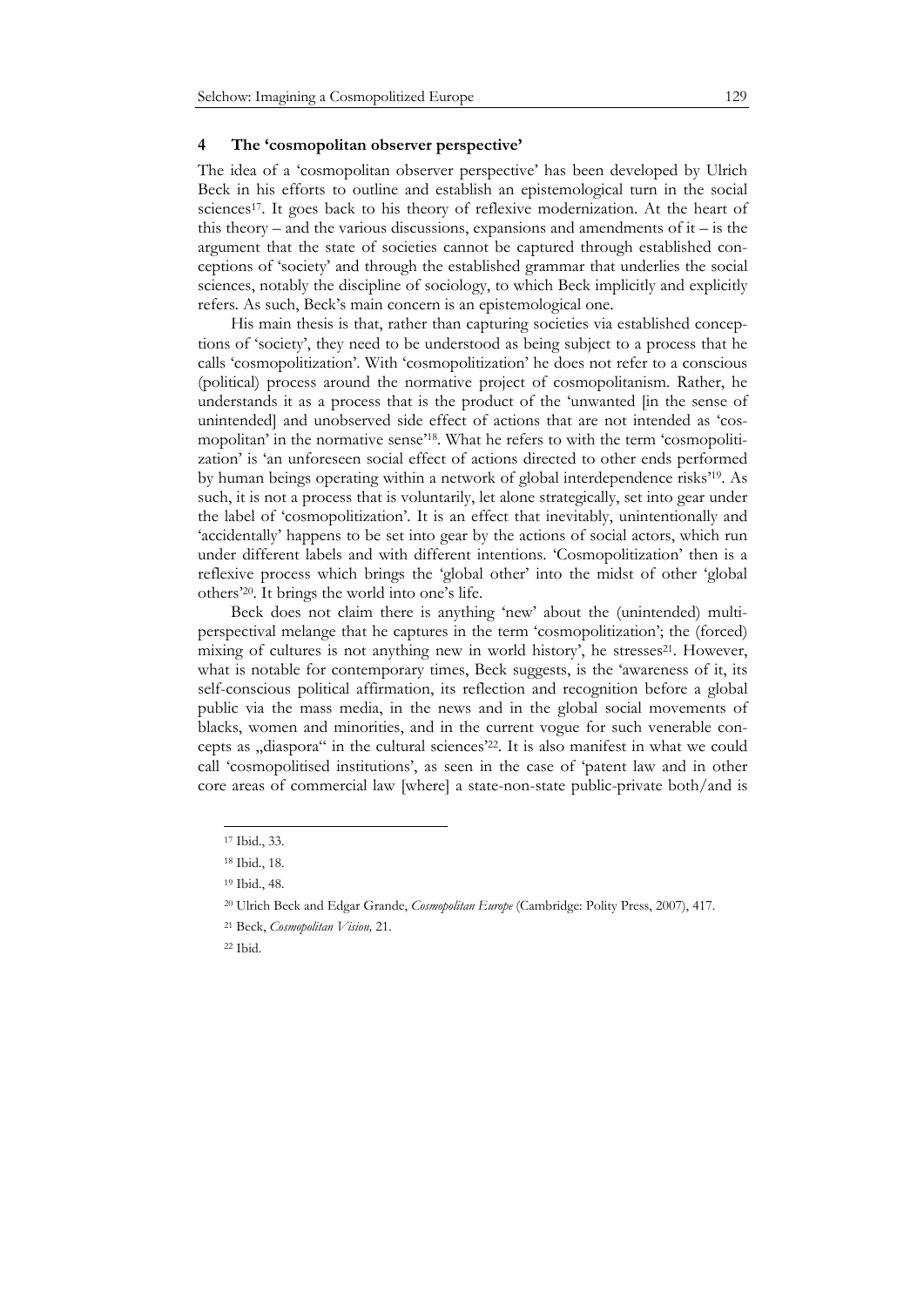## 4 The 'cosmopolitan observer perspective'

The idea of a 'cosmopolitan observer perspective' has been developed by Ulrich Beck in his efforts to outline and establish an epistemological turn in the social sciences[17]. It goes back to his theory of reflexive modernization. At the heart of this theory – and the various discussions, expansions and amendments of it – is the argument that the state of societies cannot be captured through established conceptions of 'society' and through the established grammar that underlies the social sciences, notably the discipline of sociology, to which Beck implicitly and explicitly refers. As such, Beck's main concern is an epistemological one.

His main thesis is that, rather than capturing societies via established conceptions of 'society', they need to be understood as being subject to a process that he calls 'cosmopolitization'. With 'cosmopolitization' he does not refer to a conscious (political) process around the normative project of cosmopolitanism. Rather, he understands it as a process that is the product of the 'unwanted [in the sense of unintended] and unobserved side effect of actions that are not intended as 'cosmopolitan' in the normative sense'[18]. What he refers to with the term 'cosmopolitization' is 'an unforeseen social effect of actions directed to other ends performed by human beings operating within a network of global interdependence risks'[19]. As such, it is not a process that is voluntarily, let alone strategically, set into gear under the label of 'cosmopolitization'. It is an effect that inevitably, unintentionally and 'accidentally' happens to be set into gear by the actions of social actors, which run under different labels and with different intentions. 'Cosmopolitization' then is a reflexive process which brings the 'global other' into the midst of other 'global others'[20]. It brings the world into one's life.

Beck does not claim there is anything 'new' about the (unintended) multi-perspectival melange that he captures in the term 'cosmopolitization'; the (forced) mixing of cultures is not anything new in world history', he stresses[21]. However, what is notable for contemporary times, Beck suggests, is the 'awareness of it, its self-conscious political affirmation, its reflection and recognition before a global public via the mass media, in the news and in the global social movements of blacks, women and minorities, and in the current vogue for such venerable concepts as „diaspora" in the cultural sciences'[22]. It is also manifest in what we could call 'cosmopolitised institutions', as seen in the case of 'patent law and in other core areas of commercial law [where] a state-non-state public-private both/and is

---

[17] Ibid., 33.

[18] Ibid., 18.

[19] Ibid., 48.

[20] Ulrich Beck and Edgar Grande, *Cosmopolitan Europe* (Cambridge: Polity Press, 2007), 417.

[21] Beck, *Cosmopolitan Vision,* 21.

[22] Ibid.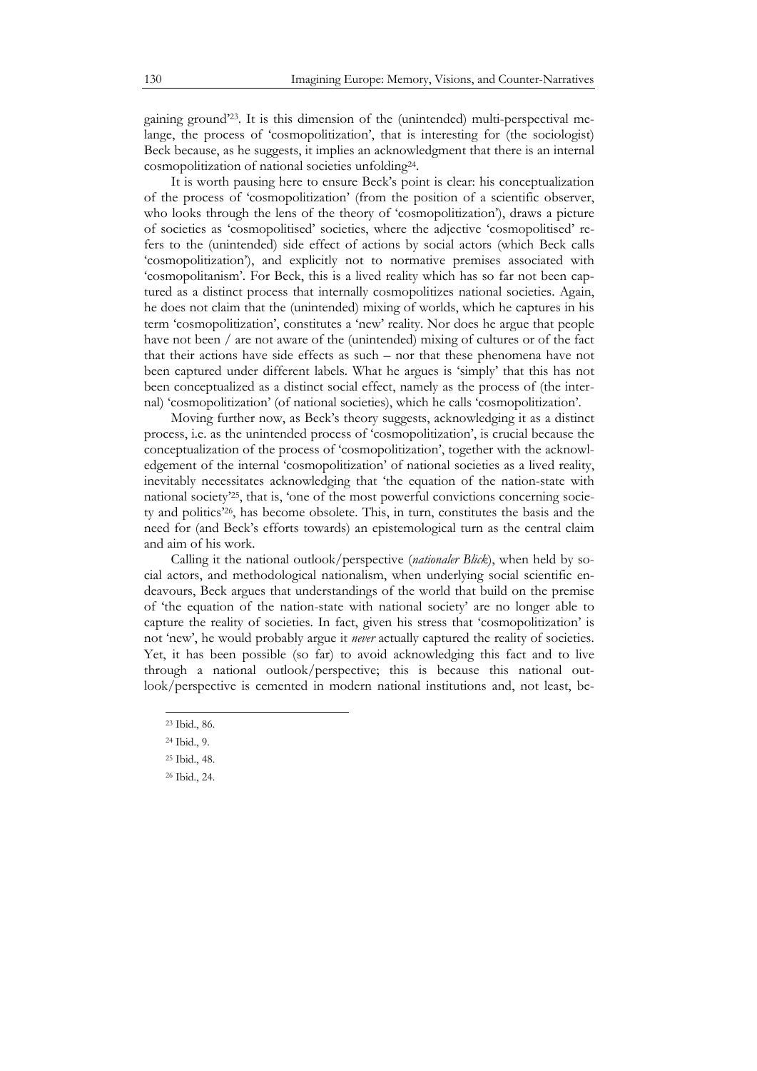gaining ground'[23]. It is this dimension of the (unintended) multi-perspectival melange, the process of 'cosmopolitization', that is interesting for (the sociologist) Beck because, as he suggests, it implies an acknowledgment that there is an internal cosmopolitization of national societies unfolding[24].

It is worth pausing here to ensure Beck's point is clear: his conceptualization of the process of 'cosmopolitization' (from the position of a scientific observer, who looks through the lens of the theory of 'cosmopolitization'), draws a picture of societies as 'cosmopolitised' societies, where the adjective 'cosmopolitised' refers to the (unintended) side effect of actions by social actors (which Beck calls 'cosmopolitization'), and explicitly not to normative premises associated with 'cosmopolitanism'. For Beck, this is a lived reality which has so far not been captured as a distinct process that internally cosmopolitizes national societies. Again, he does not claim that the (unintended) mixing of worlds, which he captures in his term 'cosmopolitization', constitutes a 'new' reality. Nor does he argue that people have not been / are not aware of the (unintended) mixing of cultures or of the fact that their actions have side effects as such – nor that these phenomena have not been captured under different labels. What he argues is 'simply' that this has not been conceptualized as a distinct social effect, namely as the process of (the internal) 'cosmopolitization' (of national societies), which he calls 'cosmopolitization'.

Moving further now, as Beck's theory suggests, acknowledging it as a distinct process, i.e. as the unintended process of 'cosmopolitization', is crucial because the conceptualization of the process of 'cosmopolitization', together with the acknowledgement of the internal 'cosmopolitization' of national societies as a lived reality, inevitably necessitates acknowledging that 'the equation of the nation-state with national society'[25], that is, 'one of the most powerful convictions concerning society and politics'[26], has become obsolete. This, in turn, constitutes the basis and the need for (and Beck's efforts towards) an epistemological turn as the central claim and aim of his work.

Calling it the national outlook/perspective (*nationaler Blick*), when held by social actors, and methodological nationalism, when underlying social scientific endeavours, Beck argues that understandings of the world that build on the premise of 'the equation of the nation-state with national society' are no longer able to capture the reality of societies. In fact, given his stress that 'cosmopolitization' is not 'new', he would probably argue it *never* actually captured the reality of societies. Yet, it has been possible (so far) to avoid acknowledging this fact and to live through a national outlook/perspective; this is because this national outlook/perspective is cemented in modern national institutions and, not least, be-

[23] Ibid., 86.

[24] Ibid., 9.

[25] Ibid., 48.

[26] Ibid., 24.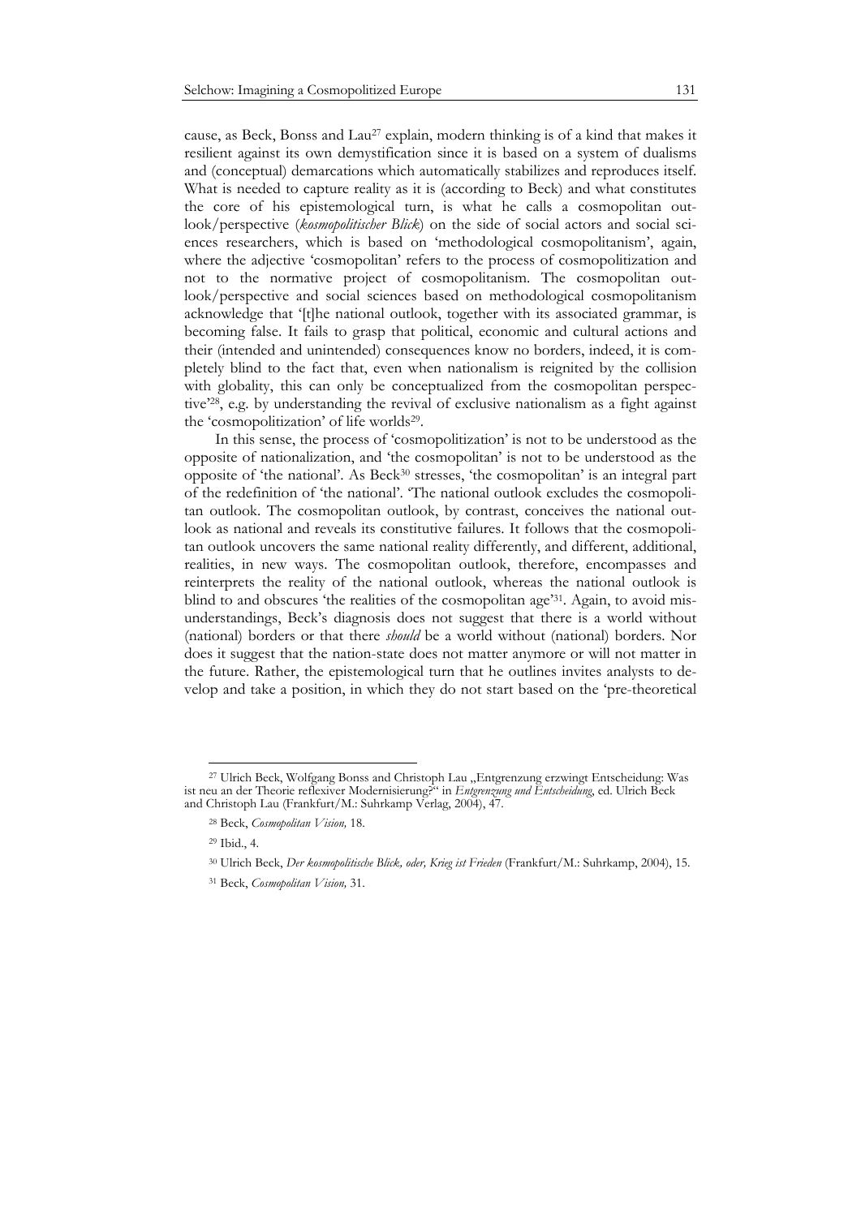cause, as Beck, Bonss and Lau[27] explain, modern thinking is of a kind that makes it resilient against its own demystification since it is based on a system of dualisms and (conceptual) demarcations which automatically stabilizes and reproduces itself. What is needed to capture reality as it is (according to Beck) and what constitutes the core of his epistemological turn, is what he calls a cosmopolitan outlook/perspective (*kosmopolitischer Blick*) on the side of social actors and social sciences researchers, which is based on 'methodological cosmopolitanism', again, where the adjective 'cosmopolitan' refers to the process of cosmopolitization and not to the normative project of cosmopolitanism. The cosmopolitan outlook/perspective and social sciences based on methodological cosmopolitanism acknowledge that '[t]he national outlook, together with its associated grammar, is becoming false. It fails to grasp that political, economic and cultural actions and their (intended and unintended) consequences know no borders, indeed, it is completely blind to the fact that, even when nationalism is reignited by the collision with globality, this can only be conceptualized from the cosmopolitan perspective'[28], e.g. by understanding the revival of exclusive nationalism as a fight against the 'cosmopolitization' of life worlds[29].

In this sense, the process of 'cosmopolitization' is not to be understood as the opposite of nationalization, and 'the cosmopolitan' is not to be understood as the opposite of 'the national'. As Beck[30] stresses, 'the cosmopolitan' is an integral part of the redefinition of 'the national'. 'The national outlook excludes the cosmopolitan outlook. The cosmopolitan outlook, by contrast, conceives the national outlook as national and reveals its constitutive failures. It follows that the cosmopolitan outlook uncovers the same national reality differently, and different, additional, realities, in new ways. The cosmopolitan outlook, therefore, encompasses and reinterprets the reality of the national outlook, whereas the national outlook is blind to and obscures 'the realities of the cosmopolitan age'[31]. Again, to avoid misunderstandings, Beck's diagnosis does not suggest that there is a world without (national) borders or that there *should* be a world without (national) borders. Nor does it suggest that the nation-state does not matter anymore or will not matter in the future. Rather, the epistemological turn that he outlines invites analysts to develop and take a position, in which they do not start based on the 'pre-theoretical

---

[27] Ulrich Beck, Wolfgang Bonss and Christoph Lau „Entgrenzung erzwingt Entscheidung: Was ist neu an der Theorie reflexiver Modernisierung?" in *Entgrenzung und Entscheidung*, ed. Ulrich Beck and Christoph Lau (Frankfurt/M.: Suhrkamp Verlag, 2004), 47.

[28] Beck, *Cosmopolitan Vision,* 18.

[29] Ibid., 4.

[30] Ulrich Beck, *Der kosmopolitische Blick, oder, Krieg ist Frieden* (Frankfurt/M.: Suhrkamp, 2004), 15.

[31] Beck, *Cosmopolitan Vision,* 31.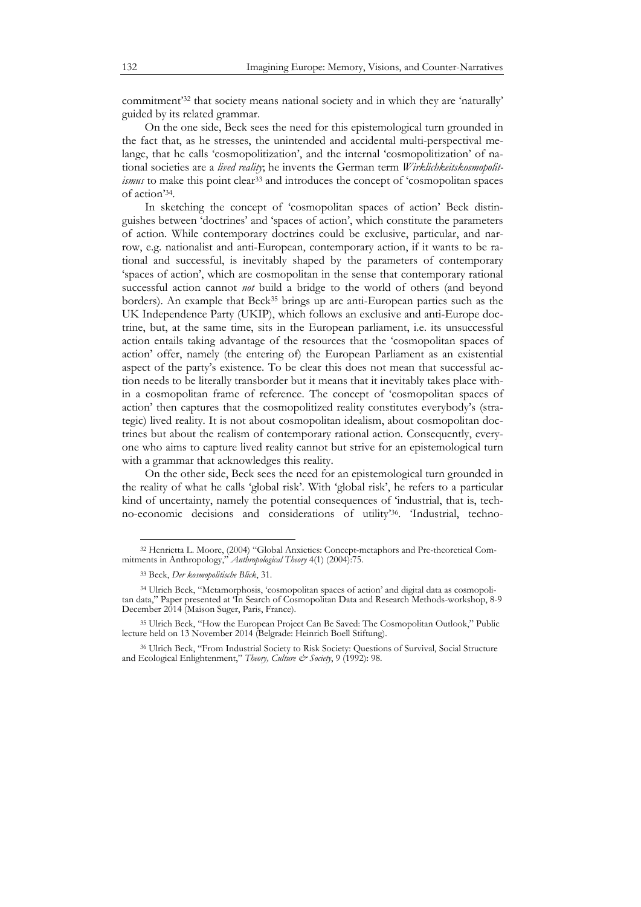commitment'[32] that society means national society and in which they are 'naturally' guided by its related grammar.

On the one side, Beck sees the need for this epistemological turn grounded in the fact that, as he stresses, the unintended and accidental multi-perspectival melange, that he calls 'cosmopolitization', and the internal 'cosmopolitization' of national societies are a *lived reality*; he invents the German term *Wirklichkeitskosmopolitismus* to make this point clear[33] and introduces the concept of 'cosmopolitan spaces of action'[34].

In sketching the concept of 'cosmopolitan spaces of action' Beck distinguishes between 'doctrines' and 'spaces of action', which constitute the parameters of action. While contemporary doctrines could be exclusive, particular, and narrow, e.g. nationalist and anti-European, contemporary action, if it wants to be rational and successful, is inevitably shaped by the parameters of contemporary 'spaces of action', which are cosmopolitan in the sense that contemporary rational successful action cannot *not* build a bridge to the world of others (and beyond borders). An example that Beck[35] brings up are anti-European parties such as the UK Independence Party (UKIP), which follows an exclusive and anti-Europe doctrine, but, at the same time, sits in the European parliament, i.e. its unsuccessful action entails taking advantage of the resources that the 'cosmopolitan spaces of action' offer, namely (the entering of) the European Parliament as an existential aspect of the party's existence. To be clear this does not mean that successful action needs to be literally transborder but it means that it inevitably takes place within a cosmopolitan frame of reference. The concept of 'cosmopolitan spaces of action' then captures that the cosmopolitized reality constitutes everybody's (strategic) lived reality. It is not about cosmopolitan idealism, about cosmopolitan doctrines but about the realism of contemporary rational action. Consequently, everyone who aims to capture lived reality cannot but strive for an epistemological turn with a grammar that acknowledges this reality.

On the other side, Beck sees the need for an epistemological turn grounded in the reality of what he calls 'global risk'. With 'global risk', he refers to a particular kind of uncertainty, namely the potential consequences of 'industrial, that is, techno-economic decisions and considerations of utility'[36]. 'Industrial, techno-

---

[32] Henrietta L. Moore, (2004) "Global Anxieties: Concept-metaphors and Pre-theoretical Commitments in Anthropology," *Anthropological Theory* 4(1) (2004):75.

[33] Beck, *Der kosmopolitische Blick*, 31.

[34] Ulrich Beck, "Metamorphosis, 'cosmopolitan spaces of action' and digital data as cosmopolitan data," Paper presented at 'In Search of Cosmopolitan Data and Research Methods-workshop, 8-9 December 2014 (Maison Suger, Paris, France).

[35] Ulrich Beck, "How the European Project Can Be Saved: The Cosmopolitan Outlook," Public lecture held on 13 November 2014 (Belgrade: Heinrich Boell Stiftung).

[36] Ulrich Beck, "From Industrial Society to Risk Society: Questions of Survival, Social Structure and Ecological Enlightenment," *Theory, Culture & Society*, 9 (1992): 98.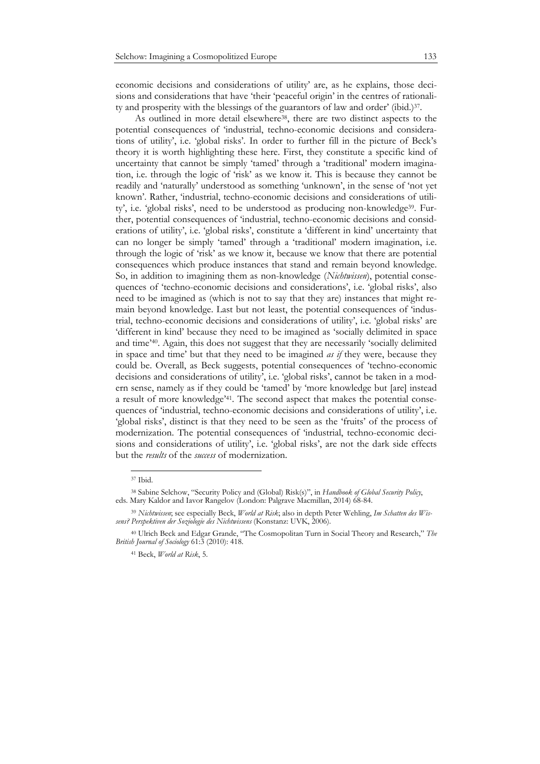economic decisions and considerations of utility' are, as he explains, those decisions and considerations that have 'their 'peaceful origin' in the centres of rationality and prosperity with the blessings of the guarantors of law and order' (ibid.)[37].

As outlined in more detail elsewhere[38], there are two distinct aspects to the potential consequences of 'industrial, techno-economic decisions and considerations of utility', i.e. 'global risks'. In order to further fill in the picture of Beck's theory it is worth highlighting these here. First, they constitute a specific kind of uncertainty that cannot be simply 'tamed' through a 'traditional' modern imagination, i.e. through the logic of 'risk' as we know it. This is because they cannot be readily and 'naturally' understood as something 'unknown', in the sense of 'not yet known'. Rather, 'industrial, techno-economic decisions and considerations of utility', i.e. 'global risks', need to be understood as producing non-knowledge[39]. Further, potential consequences of 'industrial, techno-economic decisions and considerations of utility', i.e. 'global risks', constitute a 'different in kind' uncertainty that can no longer be simply 'tamed' through a 'traditional' modern imagination, i.e. through the logic of 'risk' as we know it, because we know that there are potential consequences which produce instances that stand and remain beyond knowledge. So, in addition to imagining them as non-knowledge (*Nichtwissen*), potential consequences of 'techno-economic decisions and considerations', i.e. 'global risks', also need to be imagined as (which is not to say that they are) instances that might remain beyond knowledge. Last but not least, the potential consequences of 'industrial, techno-economic decisions and considerations of utility', i.e. 'global risks' are 'different in kind' because they need to be imagined as 'socially delimited in space and time'[40]. Again, this does not suggest that they are necessarily 'socially delimited in space and time' but that they need to be imagined *as if* they were, because they could be. Overall, as Beck suggests, potential consequences of 'techno-economic decisions and considerations of utility', i.e. 'global risks', cannot be taken in a modern sense, namely as if they could be 'tamed' by 'more knowledge but [are] instead a result of more knowledge'[41]. The second aspect that makes the potential consequences of 'industrial, techno-economic decisions and considerations of utility', i.e. 'global risks', distinct is that they need to be seen as the 'fruits' of the process of modernization. The potential consequences of 'industrial, techno-economic decisions and considerations of utility', i.e. 'global risks', are not the dark side effects but the *results* of the *success* of modernization.

---

[37] Ibid.

[38] Sabine Selchow, "Security Policy and (Global) Risk(s)", in *Handbook of Global Security Policy*, eds. Mary Kaldor and Iavor Rangelov (London: Palgrave Macmillan, 2014) 68-84.

[39] *Nichtwissen*; see especially Beck, *World at Risk*; also in depth Peter Wehling, *Im Schatten des Wissens? Perspektiven der Soziologie des Nichtwissens* (Konstanz: UVK, 2006).

[40] Ulrich Beck and Edgar Grande, "The Cosmopolitan Turn in Social Theory and Research," *The British Journal of Sociology* 61:3 (2010): 418.

[41] Beck, *World at Risk*, 5.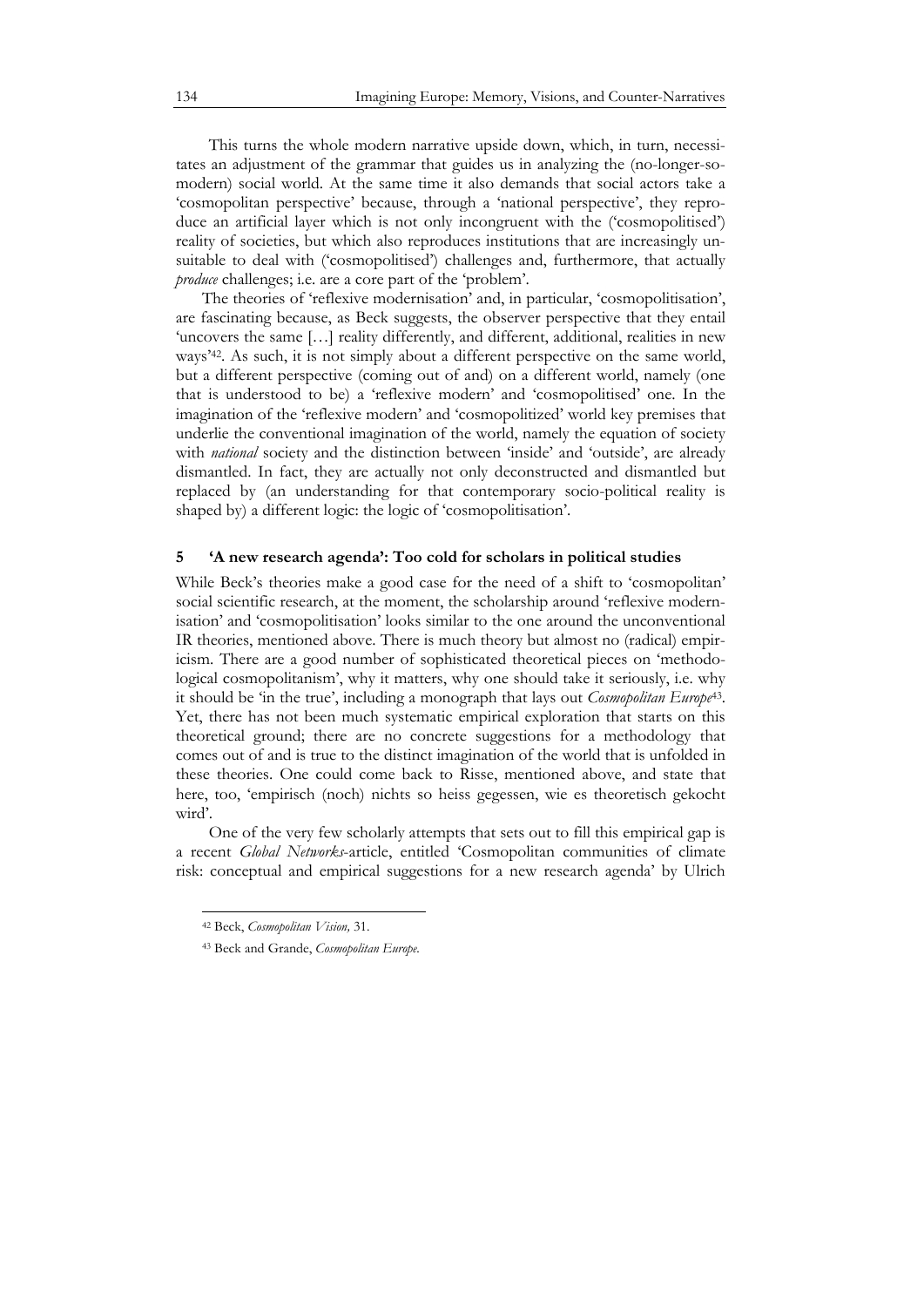This turns the whole modern narrative upside down, which, in turn, necessitates an adjustment of the grammar that guides us in analyzing the (no-longer-so-modern) social world. At the same time it also demands that social actors take a 'cosmopolitan perspective' because, through a 'national perspective', they reproduce an artificial layer which is not only incongruent with the ('cosmopolitised') reality of societies, but which also reproduces institutions that are increasingly unsuitable to deal with ('cosmopolitised') challenges and, furthermore, that actually *produce* challenges; i.e. are a core part of the 'problem'.

The theories of 'reflexive modernisation' and, in particular, 'cosmopolitisation', are fascinating because, as Beck suggests, the observer perspective that they entail 'uncovers the same […] reality differently, and different, additional, realities in new ways'[42]. As such, it is not simply about a different perspective on the same world, but a different perspective (coming out of and) on a different world, namely (one that is understood to be) a 'reflexive modern' and 'cosmopolitised' one. In the imagination of the 'reflexive modern' and 'cosmopolitized' world key premises that underlie the conventional imagination of the world, namely the equation of society with *national* society and the distinction between 'inside' and 'outside', are already dismantled. In fact, they are actually not only deconstructed and dismantled but replaced by (an understanding for that contemporary socio-political reality is shaped by) a different logic: the logic of 'cosmopolitisation'.

## 5 'A new research agenda': Too cold for scholars in political studies

While Beck's theories make a good case for the need of a shift to 'cosmopolitan' social scientific research, at the moment, the scholarship around 'reflexive modernisation' and 'cosmopolitisation' looks similar to the one around the unconventional IR theories, mentioned above. There is much theory but almost no (radical) empiricism. There are a good number of sophisticated theoretical pieces on 'methodological cosmopolitanism', why it matters, why one should take it seriously, i.e. why it should be 'in the true', including a monograph that lays out *Cosmopolitan Europe*[43]. Yet, there has not been much systematic empirical exploration that starts on this theoretical ground; there are no concrete suggestions for a methodology that comes out of and is true to the distinct imagination of the world that is unfolded in these theories. One could come back to Risse, mentioned above, and state that here, too, 'empirisch (noch) nichts so heiss gegessen, wie es theoretisch gekocht wird'.

One of the very few scholarly attempts that sets out to fill this empirical gap is a recent *Global Networks*-article, entitled 'Cosmopolitan communities of climate risk: conceptual and empirical suggestions for a new research agenda' by Ulrich

[42] Beck, *Cosmopolitan Vision,* 31.

[43] Beck and Grande, *Cosmopolitan Europe.*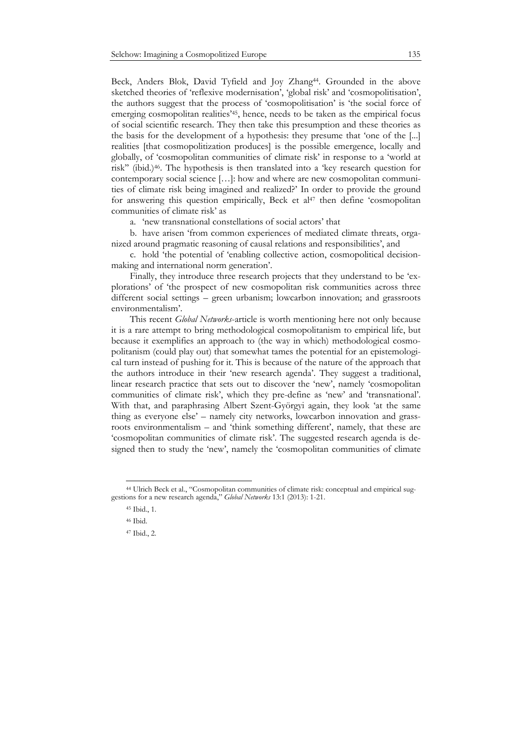Beck, Anders Blok, David Tyfield and Joy Zhang[44]. Grounded in the above sketched theories of 'reflexive modernisation', 'global risk' and 'cosmopolitisation', the authors suggest that the process of 'cosmopolitisation' is 'the social force of emerging cosmopolitan realities'[45], hence, needs to be taken as the empirical focus of social scientific research. They then take this presumption and these theories as the basis for the development of a hypothesis: they presume that 'one of the [...] realities [that cosmopolitization produces] is the possible emergence, locally and globally, of 'cosmopolitan communities of climate risk' in response to a 'world at risk'' (ibid.)[46]. The hypothesis is then translated into a 'key research question for contemporary social science […]: how and where are new cosmopolitan communities of climate risk being imagined and realized?' In order to provide the ground for answering this question empirically, Beck et al[47] then define 'cosmopolitan communities of climate risk' as

a. 'new transnational constellations of social actors' that

b. have arisen 'from common experiences of mediated climate threats, organized around pragmatic reasoning of causal relations and responsibilities', and

c. hold 'the potential of 'enabling collective action, cosmopolitical decision-making and international norm generation'.

Finally, they introduce three research projects that they understand to be 'explorations' of 'the prospect of new cosmopolitan risk communities across three different social settings – green urbanism; lowcarbon innovation; and grassroots environmentalism'.

This recent *Global Networks*-article is worth mentioning here not only because it is a rare attempt to bring methodological cosmopolitanism to empirical life, but because it exemplifies an approach to (the way in which) methodological cosmopolitanism (could play out) that somewhat tames the potential for an epistemological turn instead of pushing for it. This is because of the nature of the approach that the authors introduce in their 'new research agenda'. They suggest a traditional, linear research practice that sets out to discover the 'new', namely 'cosmopolitan communities of climate risk', which they pre-define as 'new' and 'transnational'. With that, and paraphrasing Albert Szent-Györgyi again, they look 'at the same thing as everyone else' – namely city networks, lowcarbon innovation and grassroots environmentalism – and 'think something different', namely, that these are 'cosmopolitan communities of climate risk'. The suggested research agenda is designed then to study the 'new', namely the 'cosmopolitan communities of climate

---

[44] Ulrich Beck et al., "Cosmopolitan communities of climate risk: conceptual and empirical suggestions for a new research agenda," *Global Networks* 13:1 (2013): 1-21.

[45] Ibid., 1.

[46] Ibid.

[47] Ibid., 2.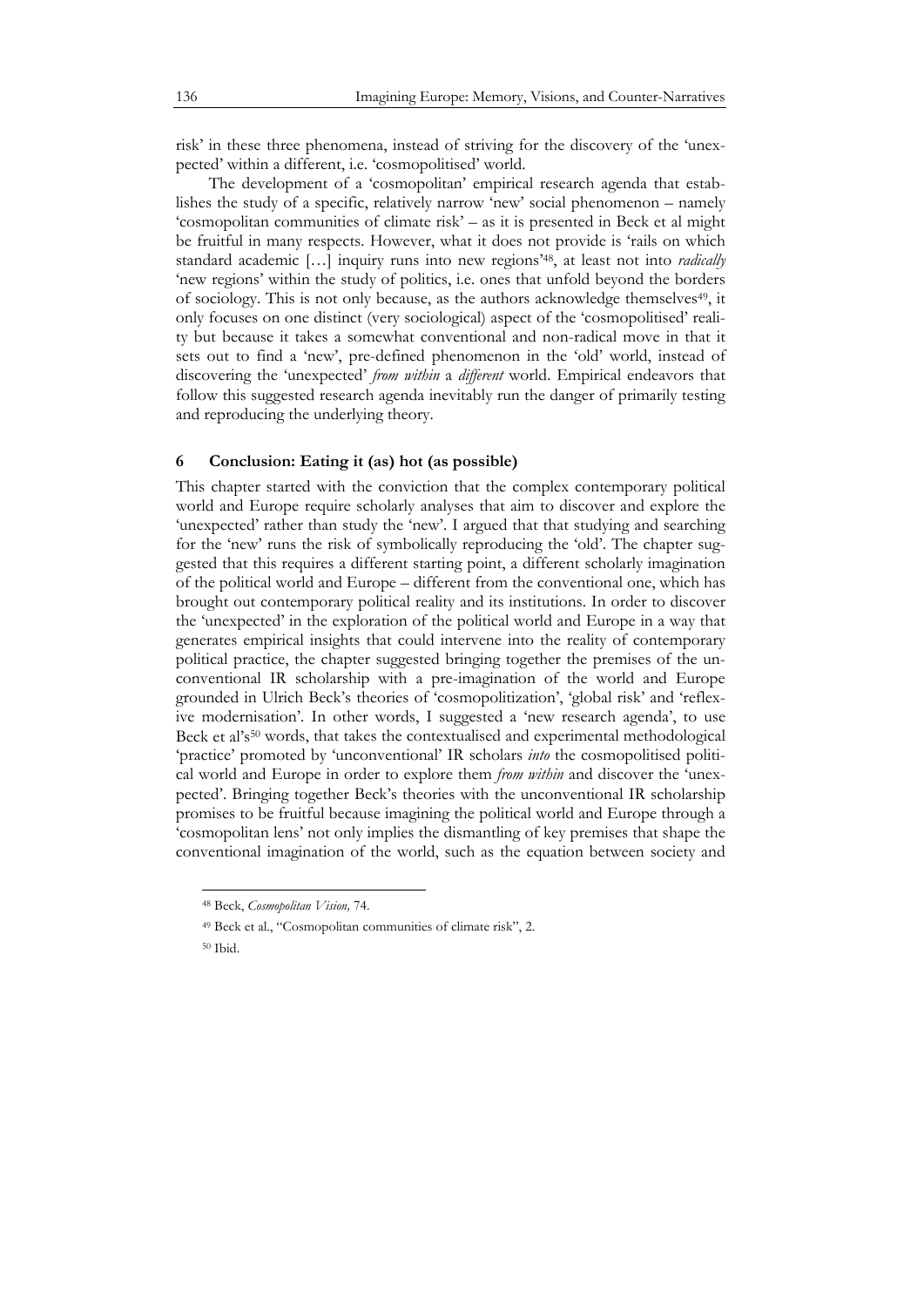risk' in these three phenomena, instead of striving for the discovery of the 'unexpected' within a different, i.e. 'cosmopolitised' world.

The development of a 'cosmopolitan' empirical research agenda that establishes the study of a specific, relatively narrow 'new' social phenomenon – namely 'cosmopolitan communities of climate risk' – as it is presented in Beck et al might be fruitful in many respects. However, what it does not provide is 'rails on which standard academic […] inquiry runs into new regions'[48], at least not into *radically* 'new regions' within the study of politics, i.e. ones that unfold beyond the borders of sociology. This is not only because, as the authors acknowledge themselves[49], it only focuses on one distinct (very sociological) aspect of the 'cosmopolitised' reality but because it takes a somewhat conventional and non-radical move in that it sets out to find a 'new', pre-defined phenomenon in the 'old' world, instead of discovering the 'unexpected' *from within* a *different* world. Empirical endeavors that follow this suggested research agenda inevitably run the danger of primarily testing and reproducing the underlying theory.

## 6 Conclusion: Eating it (as) hot (as possible)

This chapter started with the conviction that the complex contemporary political world and Europe require scholarly analyses that aim to discover and explore the 'unexpected' rather than study the 'new'. I argued that that studying and searching for the 'new' runs the risk of symbolically reproducing the 'old'. The chapter suggested that this requires a different starting point, a different scholarly imagination of the political world and Europe – different from the conventional one, which has brought out contemporary political reality and its institutions. In order to discover the 'unexpected' in the exploration of the political world and Europe in a way that generates empirical insights that could intervene into the reality of contemporary political practice, the chapter suggested bringing together the premises of the unconventional IR scholarship with a pre-imagination of the world and Europe grounded in Ulrich Beck's theories of 'cosmopolitization', 'global risk' and 'reflexive modernisation'. In other words, I suggested a 'new research agenda', to use Beck et al's[50] words, that takes the contextualised and experimental methodological 'practice' promoted by 'unconventional' IR scholars *into* the cosmopolitised political world and Europe in order to explore them *from within* and discover the 'unexpected'. Bringing together Beck's theories with the unconventional IR scholarship promises to be fruitful because imagining the political world and Europe through a 'cosmopolitan lens' not only implies the dismantling of key premises that shape the conventional imagination of the world, such as the equation between society and

---

[48] Beck, *Cosmopolitan Vision,* 74.

[49] Beck et al., "Cosmopolitan communities of climate risk", 2.

[50] Ibid.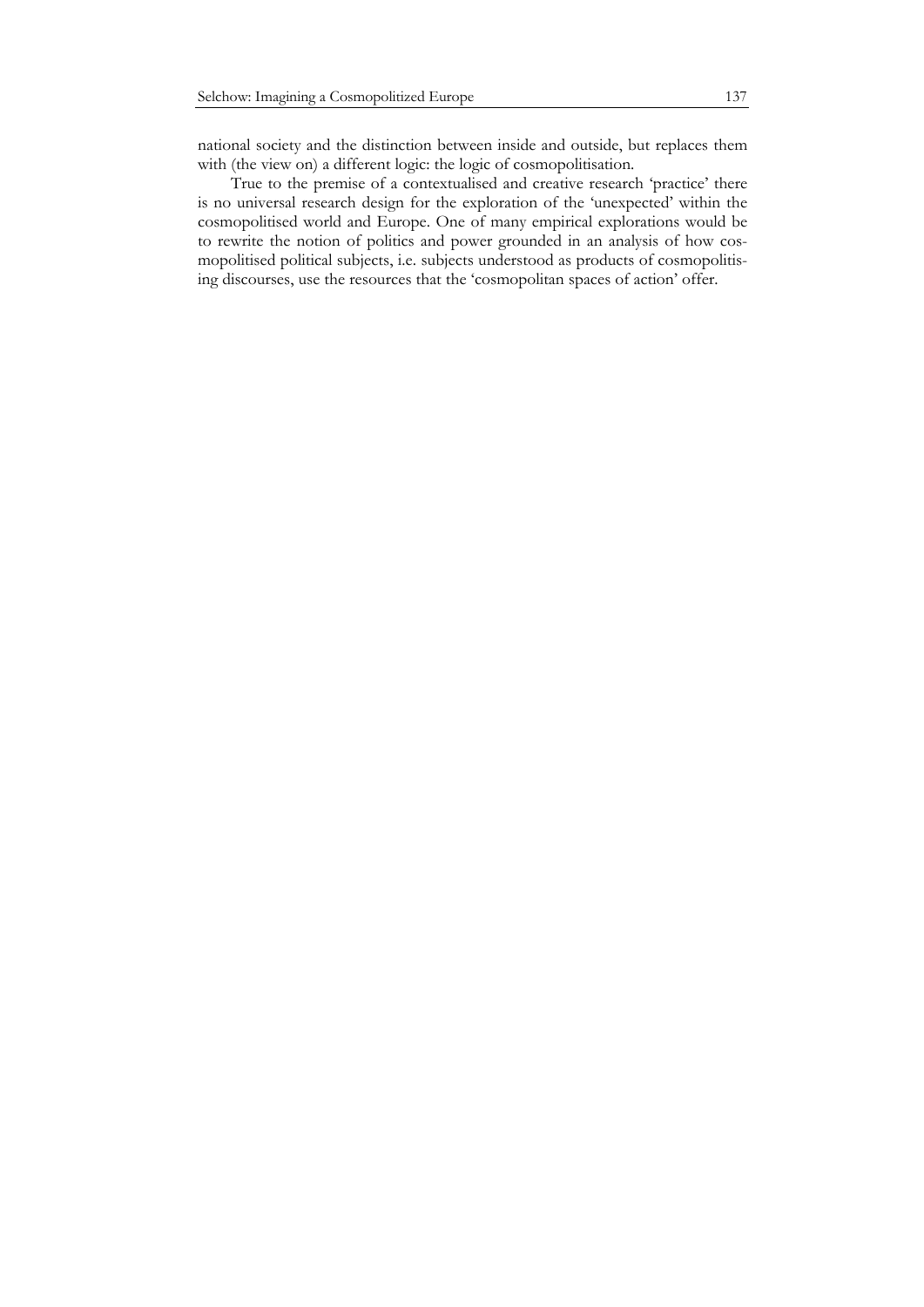national society and the distinction between inside and outside, but replaces them with (the view on) a different logic: the logic of cosmopolitisation.

True to the premise of a contextualised and creative research 'practice' there is no universal research design for the exploration of the 'unexpected' within the cosmopolitised world and Europe. One of many empirical explorations would be to rewrite the notion of politics and power grounded in an analysis of how cosmopolitised political subjects, i.e. subjects understood as products of cosmopolitising discourses, use the resources that the 'cosmopolitan spaces of action' offer.